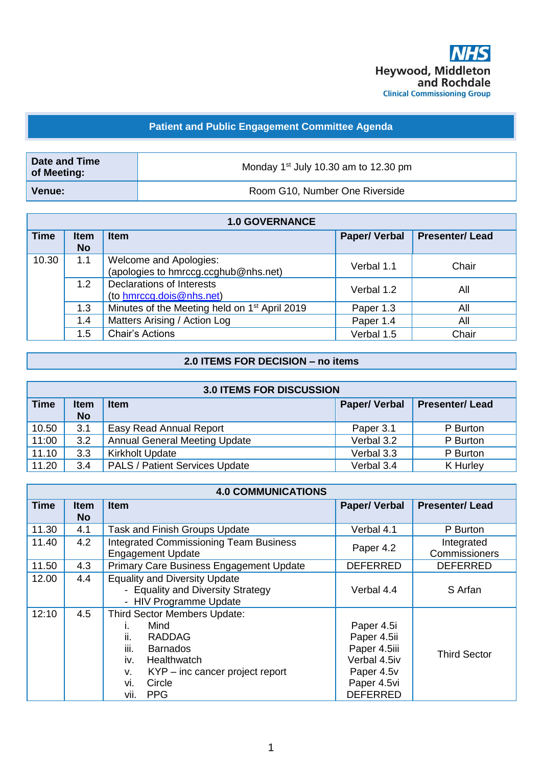Heywood, Middleton and Rochdale
Clinical Commissioning Group

# Patient and Public Engagement Committee Agenda

| Date and Time of Meeting: | Monday 1st July 10.30 am to 12.30 pm |
|---|---|
| Venue: | Room G10, Number One Riverside |

| 1.0 GOVERNANCE | | | | |
|---|---|---|---|---|
| **Time** | **Item No** | **Item** | **Paper/ Verbal** | **Presenter/ Lead** |
| 10.30 | 1.1 | Welcome and Apologies: (apologies to hmrccg.ccghub@nhs.net) | Verbal 1.1 | Chair |
| | 1.2 | Declarations of Interests (to hmrccg.dois@nhs.net) | Verbal 1.2 | All |
| | 1.3 | Minutes of the Meeting held on 1st April 2019 | Paper 1.3 | All |
| | 1.4 | Matters Arising / Action Log | Paper 1.4 | All |
| | 1.5 | Chair's Actions | Verbal 1.5 | Chair |

**2.0 ITEMS FOR DECISION – no items**

| 3.0 ITEMS FOR DISCUSSION | | | | |
|---|---|---|---|---|
| **Time** | **Item No** | **Item** | **Paper/ Verbal** | **Presenter/ Lead** |
| 10.50 | 3.1 | Easy Read Annual Report | Paper 3.1 | P Burton |
| 11:00 | 3.2 | Annual General Meeting Update | Verbal 3.2 | P Burton |
| 11.10 | 3.3 | Kirkholt Update | Verbal 3.3 | P Burton |
| 11.20 | 3.4 | PALS / Patient Services Update | Verbal 3.4 | K Hurley |

| 4.0 COMMUNICATIONS | | | | |
|---|---|---|---|---|
| **Time** | **Item No** | **Item** | **Paper/ Verbal** | **Presenter/ Lead** |
| 11.30 | 4.1 | Task and Finish Groups Update | Verbal 4.1 | P Burton |
| 11.40 | 4.2 | Integrated Commissioning Team Business Engagement Update | Paper 4.2 | Integrated Commissioners |
| 11.50 | 4.3 | Primary Care Business Engagement Update | DEFERRED | DEFERRED |
| 12.00 | 4.4 | Equality and Diversity Update<br>- Equality and Diversity Strategy<br>- HIV Programme Update | Verbal 4.4 | S Arfan |
| 12:10 | 4.5 | Third Sector Members Update:<br>i. Mind<br>ii. RADDAG<br>iii. Barnados<br>iv. Healthwatch<br>v. KYP – inc cancer project report<br>vi. Circle<br>vii. PPG | Paper 4.5i<br>Paper 4.5ii<br>Paper 4.5iii<br>Verbal 4.5iv<br>Paper 4.5v<br>Paper 4.5vi<br>DEFERRED | Third Sector |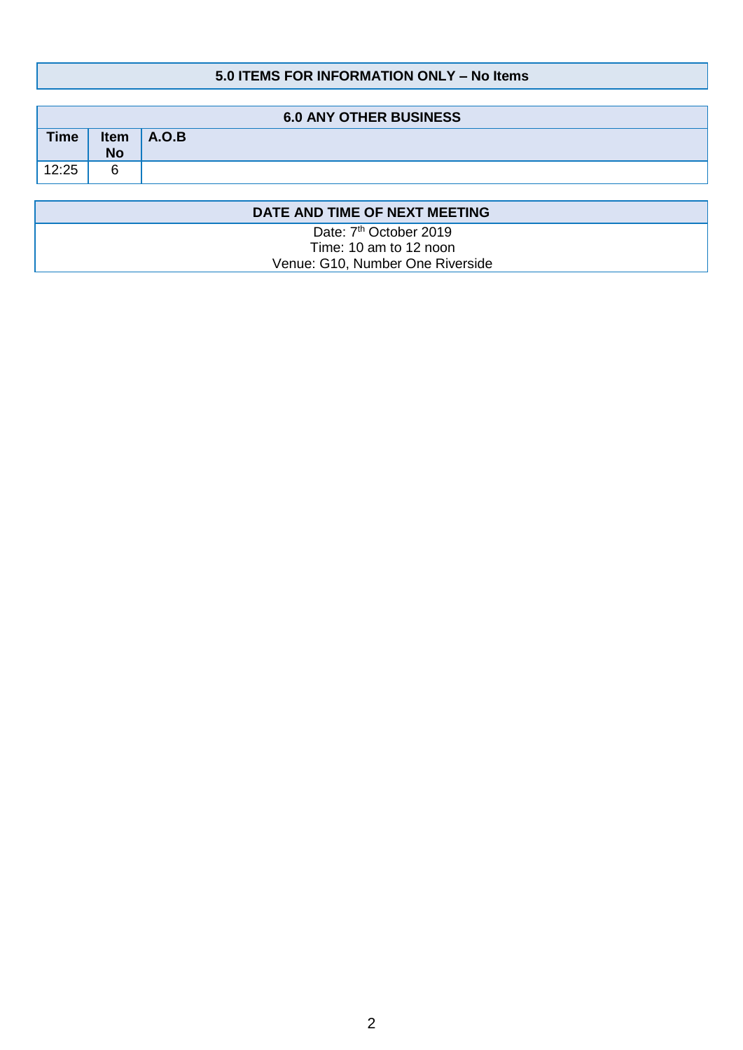## 5.0 ITEMS FOR INFORMATION ONLY – No Items

| 6.0 ANY OTHER BUSINESS | | |
|---|---|---|
| **Time** | **Item No** | **A.O.B** |
| 12:25 | 6 | |

## DATE AND TIME OF NEXT MEETING

Date: 7th October 2019
Time: 10 am to 12 noon
Venue: G10, Number One Riverside